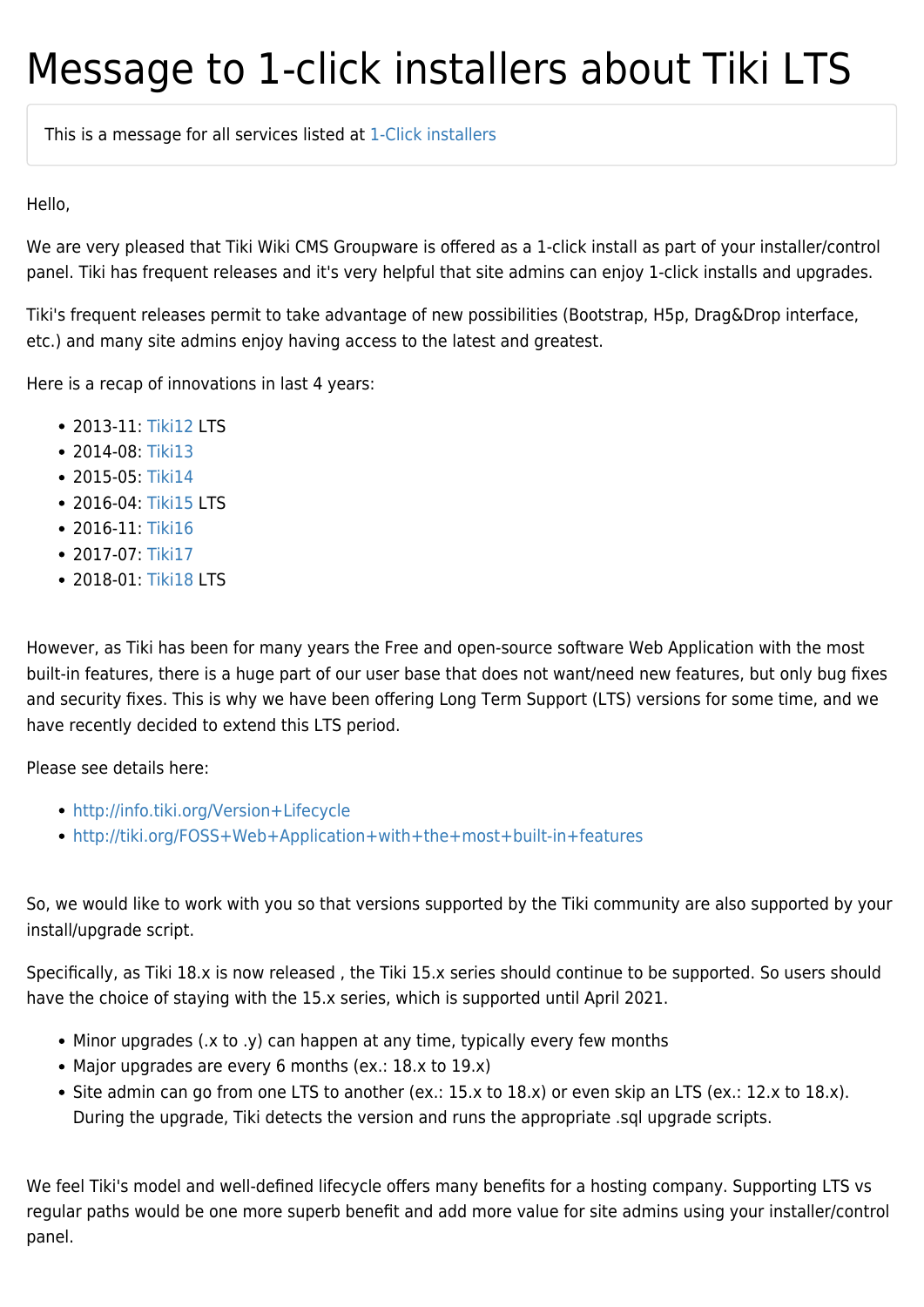# Message to 1-click installers about Tiki LTS

This is a message for all services listed at [1-Click installers](1-Click installers)

Hello,

We are very pleased that Tiki Wiki CMS Groupware is offered as a 1-click install as part of your installer/control panel. Tiki has frequent releases and it's very helpful that site admins can enjoy 1-click installs and upgrades.

Tiki's frequent releases permit to take advantage of new possibilities (Bootstrap, H5p, Drag&Drop interface, etc.) and many site admins enjoy having access to the latest and greatest.

Here is a recap of innovations in last 4 years:

- 2013-11: Tiki12 LTS
- 2014-08: Tiki13
- 2015-05: Tiki14
- 2016-04: Tiki15 LTS
- 2016-11: Tiki16
- 2017-07: Tiki17
- 2018-01: Tiki18 LTS

However, as Tiki has been for many years the Free and open-source software Web Application with the most built-in features, there is a huge part of our user base that does not want/need new features, but only bug fixes and security fixes. This is why we have been offering Long Term Support (LTS) versions for some time, and we have recently decided to extend this LTS period.

Please see details here:

- http://info.tiki.org/Version+Lifecycle
- http://tiki.org/FOSS+Web+Application+with+the+most+built-in+features

So, we would like to work with you so that versions supported by the Tiki community are also supported by your install/upgrade script.

Specifically, as Tiki 18.x is now released , the Tiki 15.x series should continue to be supported. So users should have the choice of staying with the 15.x series, which is supported until April 2021.

- Minor upgrades (.x to .y) can happen at any time, typically every few months
- Major upgrades are every 6 months (ex.: 18.x to 19.x)
- Site admin can go from one LTS to another (ex.: 15.x to 18.x) or even skip an LTS (ex.: 12.x to 18.x). During the upgrade, Tiki detects the version and runs the appropriate .sql upgrade scripts.

We feel Tiki's model and well-defined lifecycle offers many benefits for a hosting company. Supporting LTS vs regular paths would be one more superb benefit and add more value for site admins using your installer/control panel.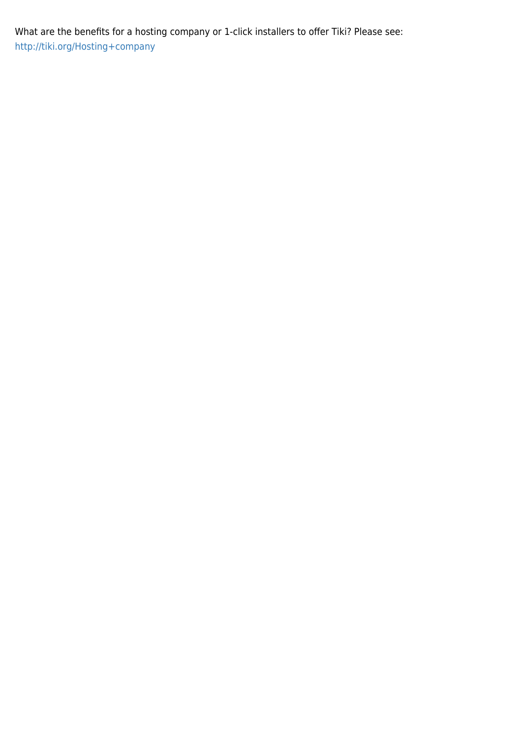What are the benefits for a hosting company or 1-click installers to offer Tiki? Please see: http://tiki.org/Hosting+company